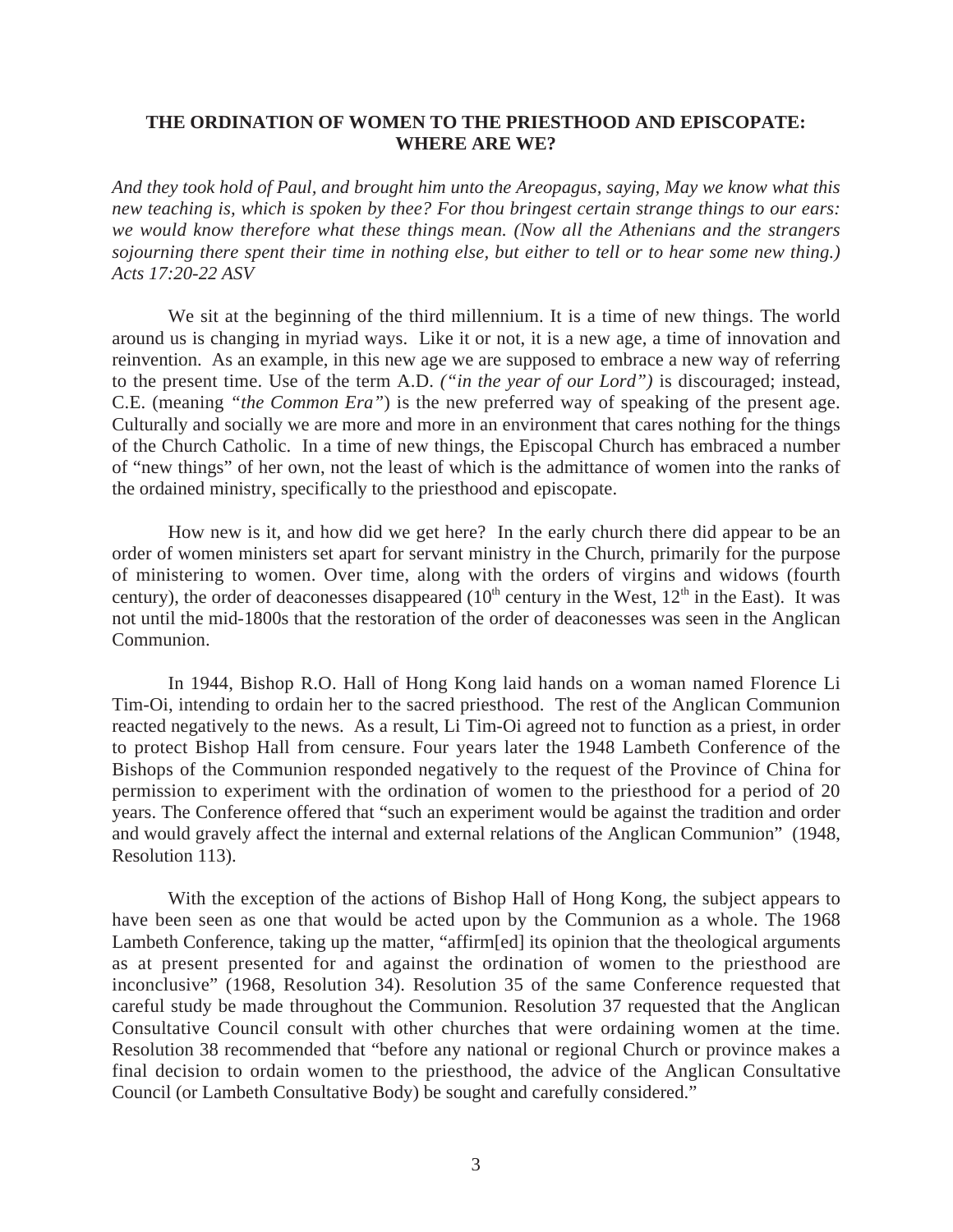## THE ORDINATION OF WOMEN TO THE PRIESTHOOD AND EPISCOPATE: WHERE ARE WE?

*And they took hold of Paul, and brought him unto the Areopagus, saying, May we know what this new teaching is, which is spoken by thee? For thou bringest certain strange things to our ears: we would know therefore what these things mean. (Now all the Athenians and the strangers sojourning there spent their time in nothing else, but either to tell or to hear some new thing.) Acts 17:20-22 ASV*

We sit at the beginning of the third millennium. It is a time of new things. The world around us is changing in myriad ways. Like it or not, it is a new age, a time of innovation and reinvention. As an example, in this new age we are supposed to embrace a new way of referring to the present time. Use of the term A.D. *("in the year of our Lord")* is discouraged; instead, C.E. (meaning *"the Common Era"*) is the new preferred way of speaking of the present age. Culturally and socially we are more and more in an environment that cares nothing for the things of the Church Catholic. In a time of new things, the Episcopal Church has embraced a number of "new things" of her own, not the least of which is the admittance of women into the ranks of the ordained ministry, specifically to the priesthood and episcopate.

How new is it, and how did we get here? In the early church there did appear to be an order of women ministers set apart for servant ministry in the Church, primarily for the purpose of ministering to women. Over time, along with the orders of virgins and widows (fourth century), the order of deaconesses disappeared (10th century in the West, 12th in the East). It was not until the mid-1800s that the restoration of the order of deaconesses was seen in the Anglican Communion.

In 1944, Bishop R.O. Hall of Hong Kong laid hands on a woman named Florence Li Tim-Oi, intending to ordain her to the sacred priesthood. The rest of the Anglican Communion reacted negatively to the news. As a result, Li Tim-Oi agreed not to function as a priest, in order to protect Bishop Hall from censure. Four years later the 1948 Lambeth Conference of the Bishops of the Communion responded negatively to the request of the Province of China for permission to experiment with the ordination of women to the priesthood for a period of 20 years. The Conference offered that "such an experiment would be against the tradition and order and would gravely affect the internal and external relations of the Anglican Communion" (1948, Resolution 113).

With the exception of the actions of Bishop Hall of Hong Kong, the subject appears to have been seen as one that would be acted upon by the Communion as a whole. The 1968 Lambeth Conference, taking up the matter, "affirm[ed] its opinion that the theological arguments as at present presented for and against the ordination of women to the priesthood are inconclusive" (1968, Resolution 34). Resolution 35 of the same Conference requested that careful study be made throughout the Communion. Resolution 37 requested that the Anglican Consultative Council consult with other churches that were ordaining women at the time. Resolution 38 recommended that "before any national or regional Church or province makes a final decision to ordain women to the priesthood, the advice of the Anglican Consultative Council (or Lambeth Consultative Body) be sought and carefully considered."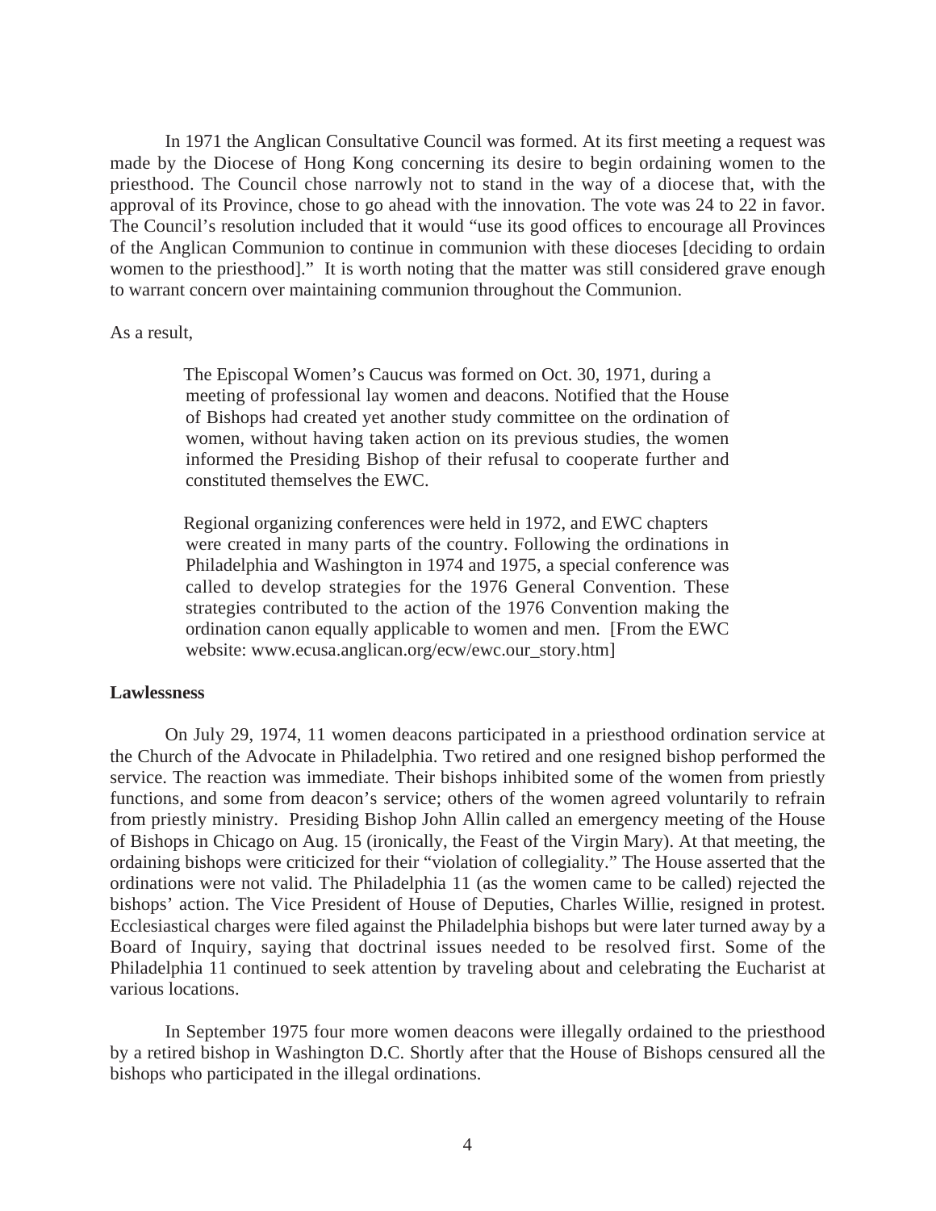In 1971 the Anglican Consultative Council was formed. At its first meeting a request was made by the Diocese of Hong Kong concerning its desire to begin ordaining women to the priesthood. The Council chose narrowly not to stand in the way of a diocese that, with the approval of its Province, chose to go ahead with the innovation. The vote was 24 to 22 in favor. The Council's resolution included that it would "use its good offices to encourage all Provinces of the Anglican Communion to continue in communion with these dioceses [deciding to ordain women to the priesthood]." It is worth noting that the matter was still considered grave enough to warrant concern over maintaining communion throughout the Communion.

As a result,

> The Episcopal Women's Caucus was formed on Oct. 30, 1971, during a meeting of professional lay women and deacons. Notified that the House of Bishops had created yet another study committee on the ordination of women, without having taken action on its previous studies, the women informed the Presiding Bishop of their refusal to cooperate further and constituted themselves the EWC.
>
> Regional organizing conferences were held in 1972, and EWC chapters were created in many parts of the country. Following the ordinations in Philadelphia and Washington in 1974 and 1975, a special conference was called to develop strategies for the 1976 General Convention. These strategies contributed to the action of the 1976 Convention making the ordination canon equally applicable to women and men. [From the EWC website: www.ecusa.anglican.org/ecw/ewc.our_story.htm]

**Lawlessness**

On July 29, 1974, 11 women deacons participated in a priesthood ordination service at the Church of the Advocate in Philadelphia. Two retired and one resigned bishop performed the service. The reaction was immediate. Their bishops inhibited some of the women from priestly functions, and some from deacon's service; others of the women agreed voluntarily to refrain from priestly ministry. Presiding Bishop John Allin called an emergency meeting of the House of Bishops in Chicago on Aug. 15 (ironically, the Feast of the Virgin Mary). At that meeting, the ordaining bishops were criticized for their "violation of collegiality." The House asserted that the ordinations were not valid. The Philadelphia 11 (as the women came to be called) rejected the bishops' action. The Vice President of House of Deputies, Charles Willie, resigned in protest. Ecclesiastical charges were filed against the Philadelphia bishops but were later turned away by a Board of Inquiry, saying that doctrinal issues needed to be resolved first. Some of the Philadelphia 11 continued to seek attention by traveling about and celebrating the Eucharist at various locations.

In September 1975 four more women deacons were illegally ordained to the priesthood by a retired bishop in Washington D.C. Shortly after that the House of Bishops censured all the bishops who participated in the illegal ordinations.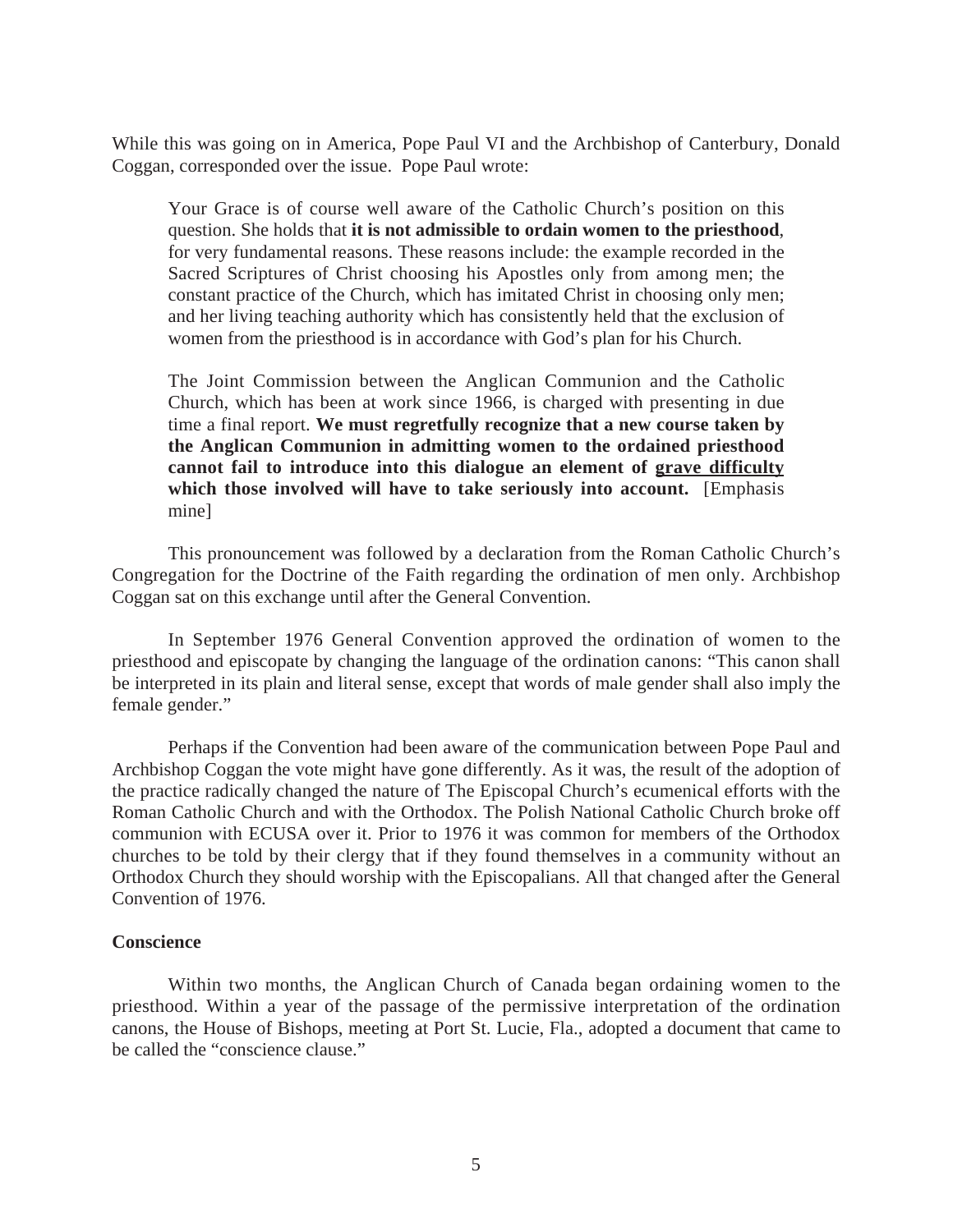While this was going on in America, Pope Paul VI and the Archbishop of Canterbury, Donald Coggan, corresponded over the issue. Pope Paul wrote:

> Your Grace is of course well aware of the Catholic Church's position on this question. She holds that **it is not admissible to ordain women to the priesthood**, for very fundamental reasons. These reasons include: the example recorded in the Sacred Scriptures of Christ choosing his Apostles only from among men; the constant practice of the Church, which has imitated Christ in choosing only men; and her living teaching authority which has consistently held that the exclusion of women from the priesthood is in accordance with God's plan for his Church.
>
> The Joint Commission between the Anglican Communion and the Catholic Church, which has been at work since 1966, is charged with presenting in due time a final report. **We must regretfully recognize that a new course taken by the Anglican Communion in admitting women to the ordained priesthood cannot fail to introduce into this dialogue an element of <u>grave difficulty</u> which those involved will have to take seriously into account.** [Emphasis mine]

This pronouncement was followed by a declaration from the Roman Catholic Church's Congregation for the Doctrine of the Faith regarding the ordination of men only. Archbishop Coggan sat on this exchange until after the General Convention.

In September 1976 General Convention approved the ordination of women to the priesthood and episcopate by changing the language of the ordination canons: "This canon shall be interpreted in its plain and literal sense, except that words of male gender shall also imply the female gender."

Perhaps if the Convention had been aware of the communication between Pope Paul and Archbishop Coggan the vote might have gone differently. As it was, the result of the adoption of the practice radically changed the nature of The Episcopal Church's ecumenical efforts with the Roman Catholic Church and with the Orthodox. The Polish National Catholic Church broke off communion with ECUSA over it. Prior to 1976 it was common for members of the Orthodox churches to be told by their clergy that if they found themselves in a community without an Orthodox Church they should worship with the Episcopalians. All that changed after the General Convention of 1976.

**Conscience**

Within two months, the Anglican Church of Canada began ordaining women to the priesthood. Within a year of the passage of the permissive interpretation of the ordination canons, the House of Bishops, meeting at Port St. Lucie, Fla., adopted a document that came to be called the "conscience clause."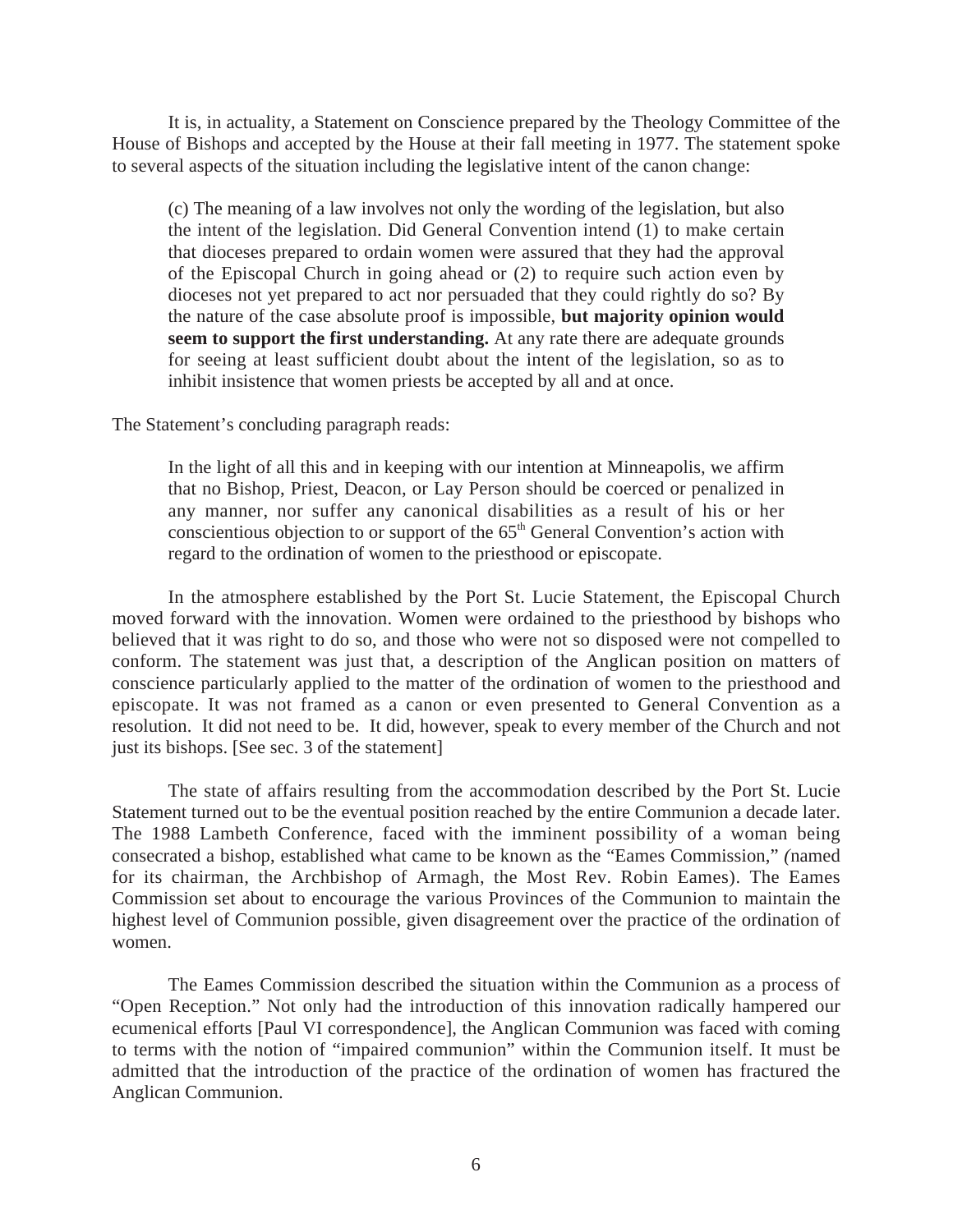It is, in actuality, a Statement on Conscience prepared by the Theology Committee of the House of Bishops and accepted by the House at their fall meeting in 1977. The statement spoke to several aspects of the situation including the legislative intent of the canon change:

> (c) The meaning of a law involves not only the wording of the legislation, but also the intent of the legislation. Did General Convention intend (1) to make certain that dioceses prepared to ordain women were assured that they had the approval of the Episcopal Church in going ahead or (2) to require such action even by dioceses not yet prepared to act nor persuaded that they could rightly do so? By the nature of the case absolute proof is impossible, **but majority opinion would seem to support the first understanding.** At any rate there are adequate grounds for seeing at least sufficient doubt about the intent of the legislation, so as to inhibit insistence that women priests be accepted by all and at once.

The Statement's concluding paragraph reads:

> In the light of all this and in keeping with our intention at Minneapolis, we affirm that no Bishop, Priest, Deacon, or Lay Person should be coerced or penalized in any manner, nor suffer any canonical disabilities as a result of his or her conscientious objection to or support of the 65th General Convention's action with regard to the ordination of women to the priesthood or episcopate.

In the atmosphere established by the Port St. Lucie Statement, the Episcopal Church moved forward with the innovation. Women were ordained to the priesthood by bishops who believed that it was right to do so, and those who were not so disposed were not compelled to conform. The statement was just that, a description of the Anglican position on matters of conscience particularly applied to the matter of the ordination of women to the priesthood and episcopate. It was not framed as a canon or even presented to General Convention as a resolution. It did not need to be. It did, however, speak to every member of the Church and not just its bishops. [See sec. 3 of the statement]

The state of affairs resulting from the accommodation described by the Port St. Lucie Statement turned out to be the eventual position reached by the entire Communion a decade later. The 1988 Lambeth Conference, faced with the imminent possibility of a woman being consecrated a bishop, established what came to be known as the "Eames Commission," *(*named for its chairman, the Archbishop of Armagh, the Most Rev. Robin Eames). The Eames Commission set about to encourage the various Provinces of the Communion to maintain the highest level of Communion possible, given disagreement over the practice of the ordination of women.

The Eames Commission described the situation within the Communion as a process of "Open Reception." Not only had the introduction of this innovation radically hampered our ecumenical efforts [Paul VI correspondence], the Anglican Communion was faced with coming to terms with the notion of "impaired communion" within the Communion itself. It must be admitted that the introduction of the practice of the ordination of women has fractured the Anglican Communion.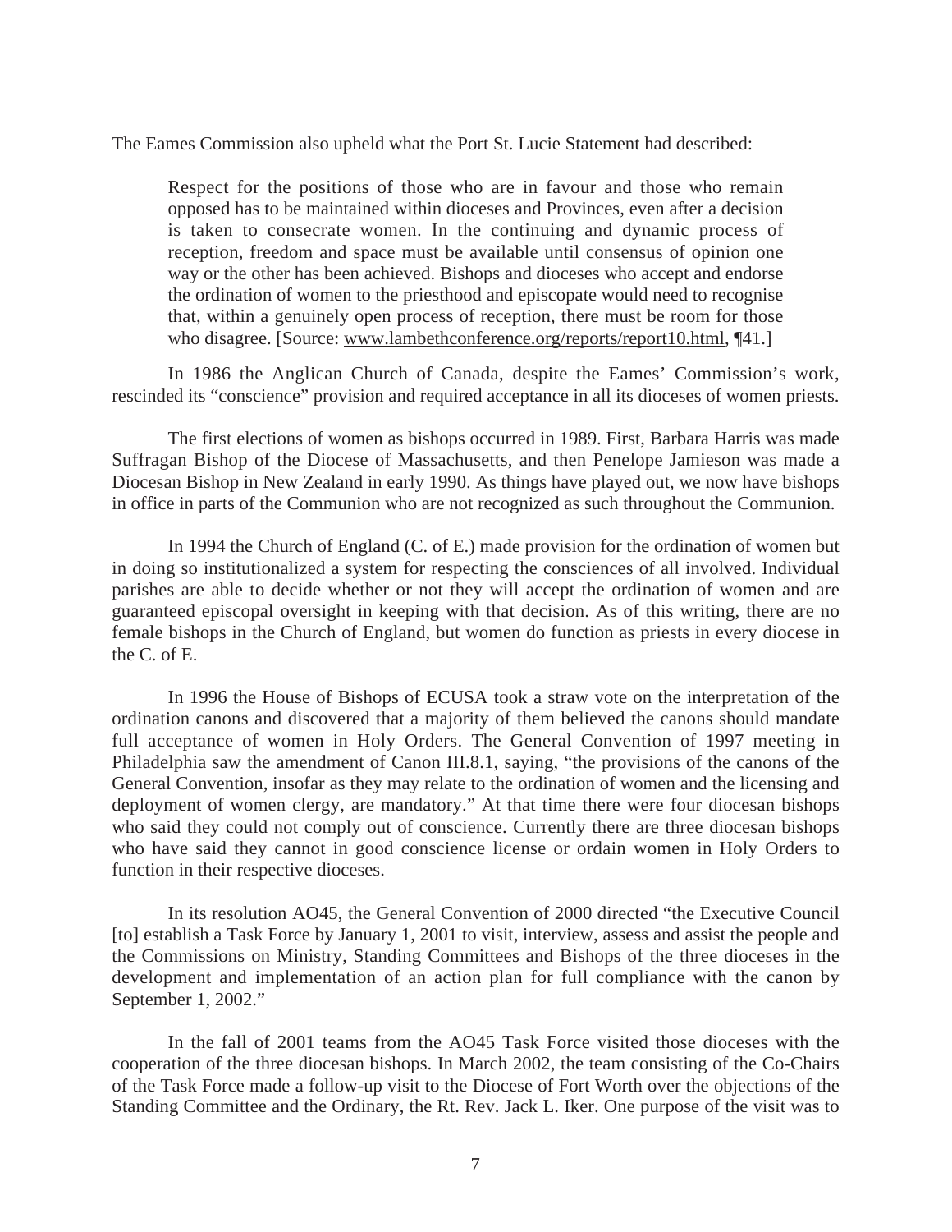The Eames Commission also upheld what the Port St. Lucie Statement had described:

> Respect for the positions of those who are in favour and those who remain opposed has to be maintained within dioceses and Provinces, even after a decision is taken to consecrate women. In the continuing and dynamic process of reception, freedom and space must be available until consensus of opinion one way or the other has been achieved. Bishops and dioceses who accept and endorse the ordination of women to the priesthood and episcopate would need to recognise that, within a genuinely open process of reception, there must be room for those who disagree. [Source: www.lambethconference.org/reports/report10.html, ¶41.]

In 1986 the Anglican Church of Canada, despite the Eames' Commission's work, rescinded its "conscience" provision and required acceptance in all its dioceses of women priests.

The first elections of women as bishops occurred in 1989. First, Barbara Harris was made Suffragan Bishop of the Diocese of Massachusetts, and then Penelope Jamieson was made a Diocesan Bishop in New Zealand in early 1990. As things have played out, we now have bishops in office in parts of the Communion who are not recognized as such throughout the Communion.

In 1994 the Church of England (C. of E.) made provision for the ordination of women but in doing so institutionalized a system for respecting the consciences of all involved. Individual parishes are able to decide whether or not they will accept the ordination of women and are guaranteed episcopal oversight in keeping with that decision. As of this writing, there are no female bishops in the Church of England, but women do function as priests in every diocese in the C. of E.

In 1996 the House of Bishops of ECUSA took a straw vote on the interpretation of the ordination canons and discovered that a majority of them believed the canons should mandate full acceptance of women in Holy Orders. The General Convention of 1997 meeting in Philadelphia saw the amendment of Canon III.8.1, saying, "the provisions of the canons of the General Convention, insofar as they may relate to the ordination of women and the licensing and deployment of women clergy, are mandatory." At that time there were four diocesan bishops who said they could not comply out of conscience. Currently there are three diocesan bishops who have said they cannot in good conscience license or ordain women in Holy Orders to function in their respective dioceses.

In its resolution AO45, the General Convention of 2000 directed "the Executive Council [to] establish a Task Force by January 1, 2001 to visit, interview, assess and assist the people and the Commissions on Ministry, Standing Committees and Bishops of the three dioceses in the development and implementation of an action plan for full compliance with the canon by September 1, 2002."

In the fall of 2001 teams from the AO45 Task Force visited those dioceses with the cooperation of the three diocesan bishops. In March 2002, the team consisting of the Co-Chairs of the Task Force made a follow-up visit to the Diocese of Fort Worth over the objections of the Standing Committee and the Ordinary, the Rt. Rev. Jack L. Iker. One purpose of the visit was to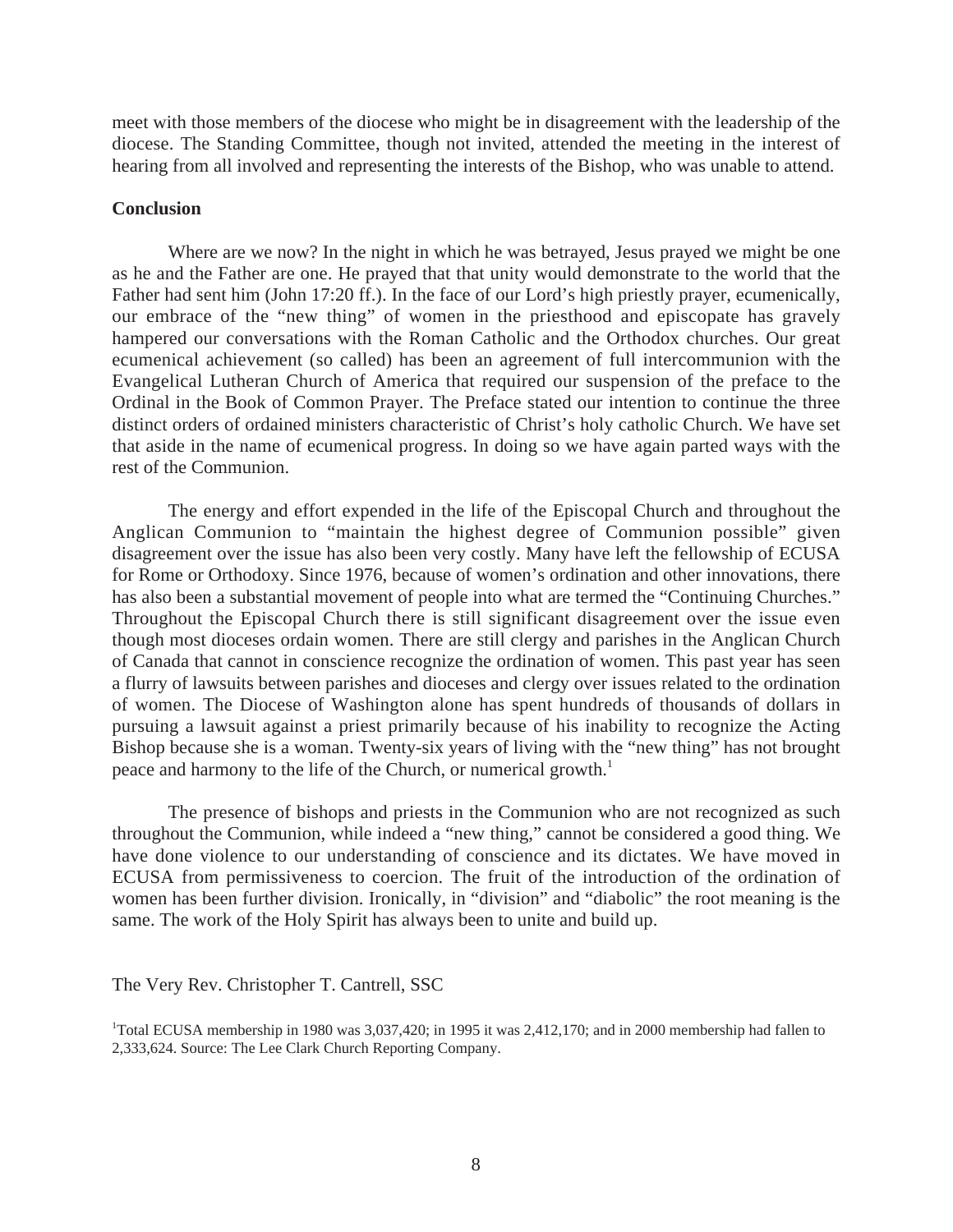meet with those members of the diocese who might be in disagreement with the leadership of the diocese. The Standing Committee, though not invited, attended the meeting in the interest of hearing from all involved and representing the interests of the Bishop, who was unable to attend.

**Conclusion**

Where are we now? In the night in which he was betrayed, Jesus prayed we might be one as he and the Father are one. He prayed that that unity would demonstrate to the world that the Father had sent him (John 17:20 ff.). In the face of our Lord's high priestly prayer, ecumenically, our embrace of the "new thing" of women in the priesthood and episcopate has gravely hampered our conversations with the Roman Catholic and the Orthodox churches. Our great ecumenical achievement (so called) has been an agreement of full intercommunion with the Evangelical Lutheran Church of America that required our suspension of the preface to the Ordinal in the Book of Common Prayer. The Preface stated our intention to continue the three distinct orders of ordained ministers characteristic of Christ's holy catholic Church. We have set that aside in the name of ecumenical progress. In doing so we have again parted ways with the rest of the Communion.

The energy and effort expended in the life of the Episcopal Church and throughout the Anglican Communion to "maintain the highest degree of Communion possible" given disagreement over the issue has also been very costly. Many have left the fellowship of ECUSA for Rome or Orthodoxy. Since 1976, because of women's ordination and other innovations, there has also been a substantial movement of people into what are termed the "Continuing Churches." Throughout the Episcopal Church there is still significant disagreement over the issue even though most dioceses ordain women. There are still clergy and parishes in the Anglican Church of Canada that cannot in conscience recognize the ordination of women. This past year has seen a flurry of lawsuits between parishes and dioceses and clergy over issues related to the ordination of women. The Diocese of Washington alone has spent hundreds of thousands of dollars in pursuing a lawsuit against a priest primarily because of his inability to recognize the Acting Bishop because she is a woman. Twenty-six years of living with the "new thing" has not brought peace and harmony to the life of the Church, or numerical growth.[1]

The presence of bishops and priests in the Communion who are not recognized as such throughout the Communion, while indeed a "new thing," cannot be considered a good thing. We have done violence to our understanding of conscience and its dictates. We have moved in ECUSA from permissiveness to coercion. The fruit of the introduction of the ordination of women has been further division. Ironically, in "division" and "diabolic" the root meaning is the same. The work of the Holy Spirit has always been to unite and build up.

The Very Rev. Christopher T. Cantrell, SSC

[1] Total ECUSA membership in 1980 was 3,037,420; in 1995 it was 2,412,170; and in 2000 membership had fallen to 2,333,624. Source: The Lee Clark Church Reporting Company.